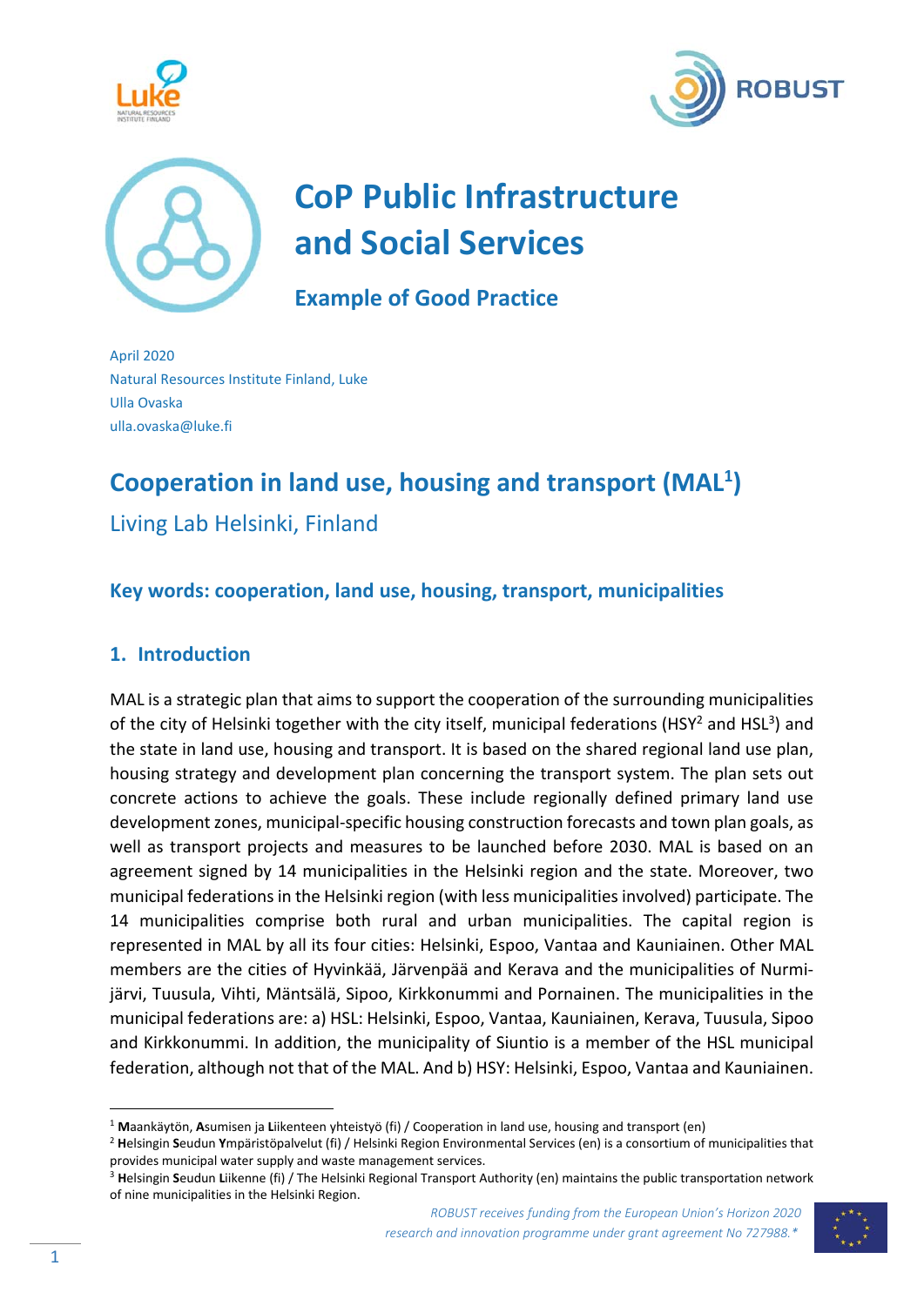# CoP Public Infrastructure and Social Services

### Example of Good Practice

April 2020
Natural Resources Institute Finland, Luke
Ulla Ovaska
ulla.ovaska@luke.fi

## Cooperation in land use, housing and transport (MAL[1])

Living Lab Helsinki, Finland

### Key words: cooperation, land use, housing, transport, municipalities

### 1. Introduction

MAL is a strategic plan that aims to support the cooperation of the surrounding municipalities of the city of Helsinki together with the city itself, municipal federations (HSY[2] and HSL[3]) and the state in land use, housing and transport. It is based on the shared regional land use plan, housing strategy and development plan concerning the transport system. The plan sets out concrete actions to achieve the goals. These include regionally defined primary land use development zones, municipal-specific housing construction forecasts and town plan goals, as well as transport projects and measures to be launched before 2030. MAL is based on an agreement signed by 14 municipalities in the Helsinki region and the state. Moreover, two municipal federations in the Helsinki region (with less municipalities involved) participate. The 14 municipalities comprise both rural and urban municipalities. The capital region is represented in MAL by all its four cities: Helsinki, Espoo, Vantaa and Kauniainen. Other MAL members are the cities of Hyvinkää, Järvenpää and Kerava and the municipalities of Nurmijärvi, Tuusula, Vihti, Mäntsälä, Sipoo, Kirkkonummi and Pornainen. The municipalities in the municipal federations are: a) HSL: Helsinki, Espoo, Vantaa, Kauniainen, Kerava, Tuusula, Sipoo and Kirkkonummi. In addition, the municipality of Siuntio is a member of the HSL municipal federation, although not that of the MAL. And b) HSY: Helsinki, Espoo, Vantaa and Kauniainen.

---

[1] **M**aankäytön, **A**sumisen ja **L**iikenteen yhteistyö (fi) / Cooperation in land use, housing and transport (en)

[2] **H**elsingin **S**eudun **Y**mpäristöpalvelut (fi) / Helsinki Region Environmental Services (en) is a consortium of municipalities that provides municipal water supply and waste management services.

[3] **H**elsingin **S**eudun **L**iikenne (fi) / The Helsinki Regional Transport Authority (en) maintains the public transportation network of nine municipalities in the Helsinki Region.

*ROBUST receives funding from the European Union's Horizon 2020 research and innovation programme under grant agreement No 727988.\**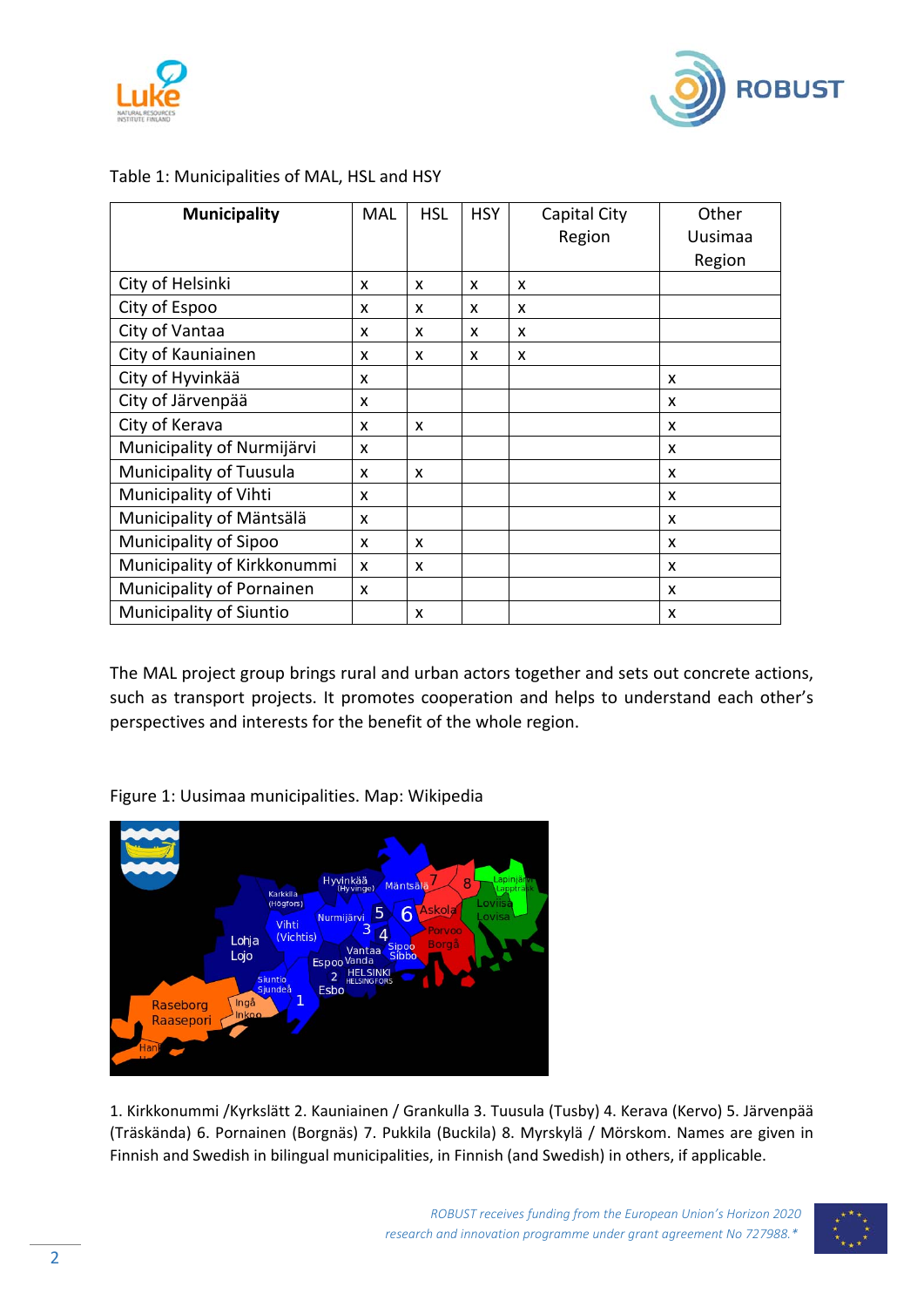Table 1: Municipalities of MAL, HSL and HSY

| Municipality | MAL | HSL | HSY | Capital City Region | Other Uusimaa Region |
|---|---|---|---|---|---|
| City of Helsinki | x | x | x | x | |
| City of Espoo | x | x | x | x | |
| City of Vantaa | x | x | x | x | |
| City of Kauniainen | x | x | x | x | |
| City of Hyvinkää | x | | | | x |
| City of Järvenpää | x | | | | x |
| City of Kerava | x | x | | | x |
| Municipality of Nurmijärvi | x | | | | x |
| Municipality of Tuusula | x | x | | | x |
| Municipality of Vihti | x | | | | x |
| Municipality of Mäntsälä | x | | | | x |
| Municipality of Sipoo | x | x | | | x |
| Municipality of Kirkkonummi | x | x | | | x |
| Municipality of Pornainen | x | | | | x |
| Municipality of Siuntio | | x | | | x |

The MAL project group brings rural and urban actors together and sets out concrete actions, such as transport projects. It promotes cooperation and helps to understand each other's perspectives and interests for the benefit of the whole region.

Figure 1: Uusimaa municipalities. Map: Wikipedia

1. Kirkkonummi /Kyrkslätt 2. Kauniainen / Grankulla 3. Tuusula (Tusby) 4. Kerava (Kervo) 5. Järvenpää (Träskända) 6. Pornainen (Borgnäs) 7. Pukkila (Buckila) 8. Myrskylä / Mörskom. Names are given in Finnish and Swedish in bilingual municipalities, in Finnish (and Swedish) in others, if applicable.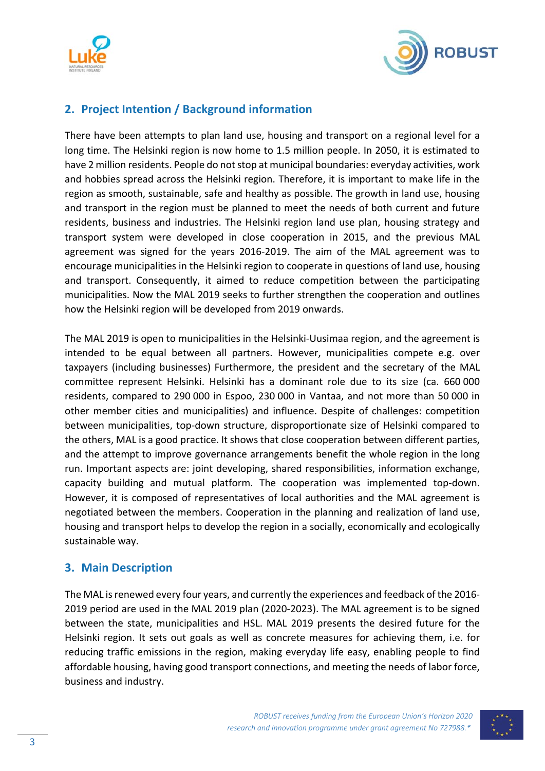## 2. Project Intention / Background information

There have been attempts to plan land use, housing and transport on a regional level for a long time. The Helsinki region is now home to 1.5 million people. In 2050, it is estimated to have 2 million residents. People do not stop at municipal boundaries: everyday activities, work and hobbies spread across the Helsinki region. Therefore, it is important to make life in the region as smooth, sustainable, safe and healthy as possible. The growth in land use, housing and transport in the region must be planned to meet the needs of both current and future residents, business and industries. The Helsinki region land use plan, housing strategy and transport system were developed in close cooperation in 2015, and the previous MAL agreement was signed for the years 2016-2019. The aim of the MAL agreement was to encourage municipalities in the Helsinki region to cooperate in questions of land use, housing and transport. Consequently, it aimed to reduce competition between the participating municipalities. Now the MAL 2019 seeks to further strengthen the cooperation and outlines how the Helsinki region will be developed from 2019 onwards.

The MAL 2019 is open to municipalities in the Helsinki-Uusimaa region, and the agreement is intended to be equal between all partners. However, municipalities compete e.g. over taxpayers (including businesses) Furthermore, the president and the secretary of the MAL committee represent Helsinki. Helsinki has a dominant role due to its size (ca. 660 000 residents, compared to 290 000 in Espoo, 230 000 in Vantaa, and not more than 50 000 in other member cities and municipalities) and influence. Despite of challenges: competition between municipalities, top-down structure, disproportionate size of Helsinki compared to the others, MAL is a good practice. It shows that close cooperation between different parties, and the attempt to improve governance arrangements benefit the whole region in the long run. Important aspects are: joint developing, shared responsibilities, information exchange, capacity building and mutual platform. The cooperation was implemented top-down. However, it is composed of representatives of local authorities and the MAL agreement is negotiated between the members. Cooperation in the planning and realization of land use, housing and transport helps to develop the region in a socially, economically and ecologically sustainable way.

## 3. Main Description

The MAL is renewed every four years, and currently the experiences and feedback of the 2016-2019 period are used in the MAL 2019 plan (2020-2023). The MAL agreement is to be signed between the state, municipalities and HSL. MAL 2019 presents the desired future for the Helsinki region. It sets out goals as well as concrete measures for achieving them, i.e. for reducing traffic emissions in the region, making everyday life easy, enabling people to find affordable housing, having good transport connections, and meeting the needs of labor force, business and industry.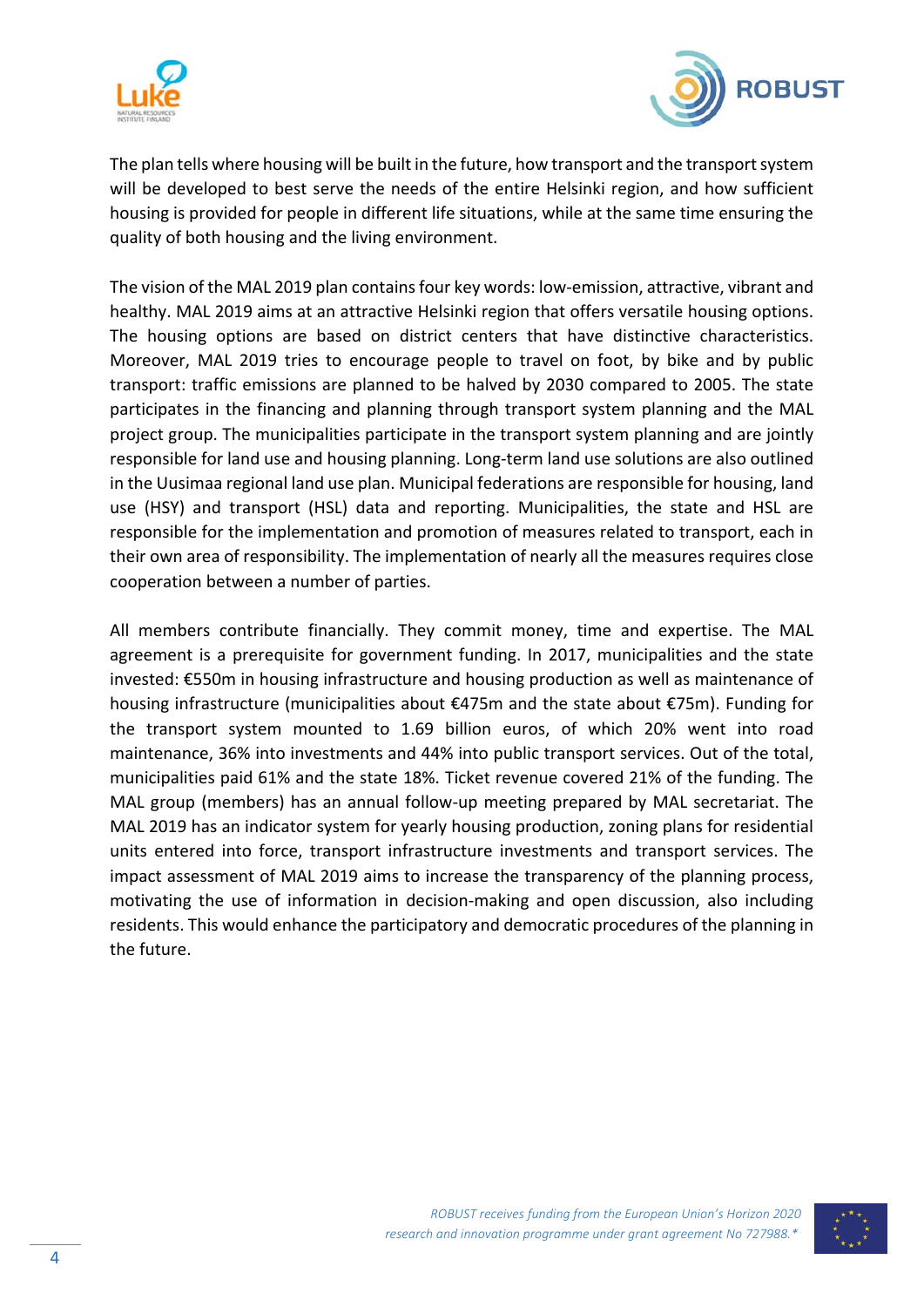The plan tells where housing will be built in the future, how transport and the transport system will be developed to best serve the needs of the entire Helsinki region, and how sufficient housing is provided for people in different life situations, while at the same time ensuring the quality of both housing and the living environment.

The vision of the MAL 2019 plan contains four key words: low-emission, attractive, vibrant and healthy. MAL 2019 aims at an attractive Helsinki region that offers versatile housing options. The housing options are based on district centers that have distinctive characteristics. Moreover, MAL 2019 tries to encourage people to travel on foot, by bike and by public transport: traffic emissions are planned to be halved by 2030 compared to 2005. The state participates in the financing and planning through transport system planning and the MAL project group. The municipalities participate in the transport system planning and are jointly responsible for land use and housing planning. Long-term land use solutions are also outlined in the Uusimaa regional land use plan. Municipal federations are responsible for housing, land use (HSY) and transport (HSL) data and reporting. Municipalities, the state and HSL are responsible for the implementation and promotion of measures related to transport, each in their own area of responsibility. The implementation of nearly all the measures requires close cooperation between a number of parties.

All members contribute financially. They commit money, time and expertise. The MAL agreement is a prerequisite for government funding. In 2017, municipalities and the state invested: €550m in housing infrastructure and housing production as well as maintenance of housing infrastructure (municipalities about €475m and the state about €75m). Funding for the transport system mounted to 1.69 billion euros, of which 20% went into road maintenance, 36% into investments and 44% into public transport services. Out of the total, municipalities paid 61% and the state 18%. Ticket revenue covered 21% of the funding. The MAL group (members) has an annual follow-up meeting prepared by MAL secretariat. The MAL 2019 has an indicator system for yearly housing production, zoning plans for residential units entered into force, transport infrastructure investments and transport services. The impact assessment of MAL 2019 aims to increase the transparency of the planning process, motivating the use of information in decision-making and open discussion, also including residents. This would enhance the participatory and democratic procedures of the planning in the future.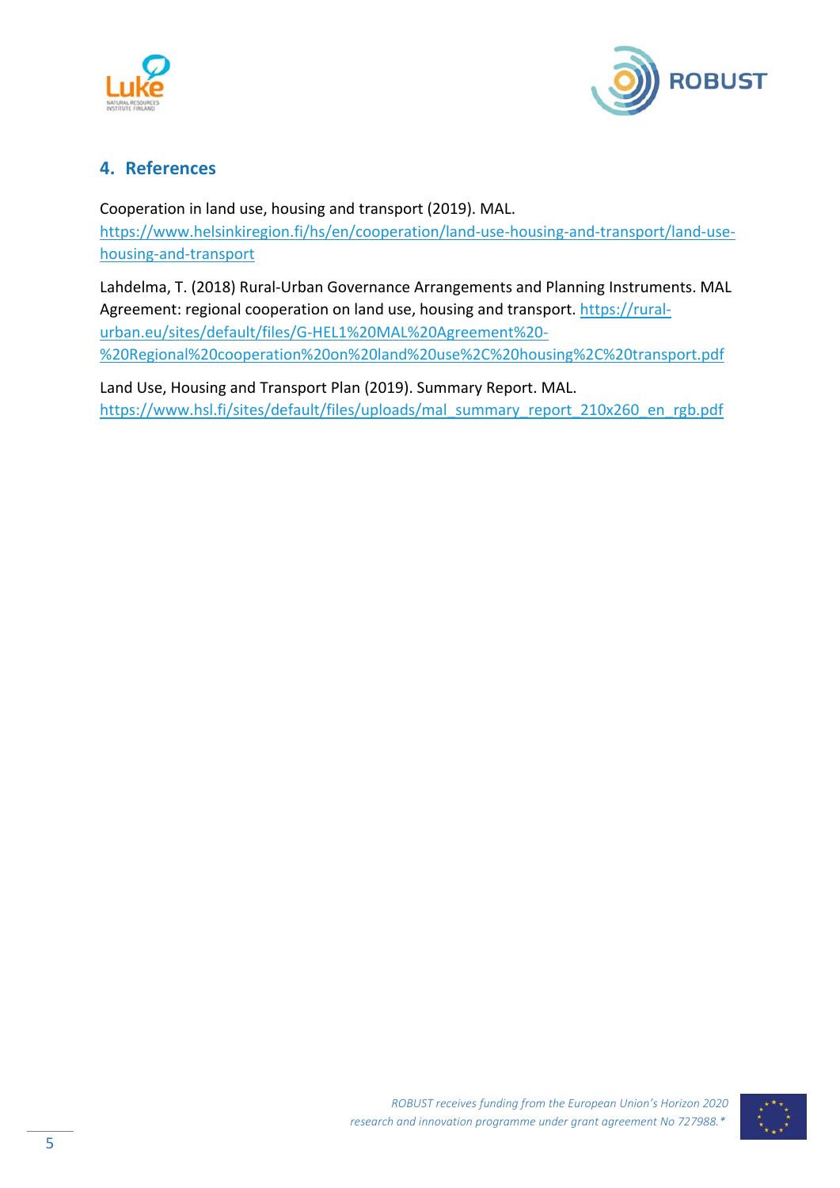## 4. References

Cooperation in land use, housing and transport (2019). MAL. https://www.helsinkiregion.fi/hs/en/cooperation/land-use-housing-and-transport/land-use-housing-and-transport

Lahdelma, T. (2018) Rural-Urban Governance Arrangements and Planning Instruments. MAL Agreement: regional cooperation on land use, housing and transport. https://rural-urban.eu/sites/default/files/G-HEL1%20MAL%20Agreement%20-%20Regional%20cooperation%20on%20land%20use%2C%20housing%2C%20transport.pdf

Land Use, Housing and Transport Plan (2019). Summary Report. MAL. https://www.hsl.fi/sites/default/files/uploads/mal_summary_report_210x260_en_rgb.pdf